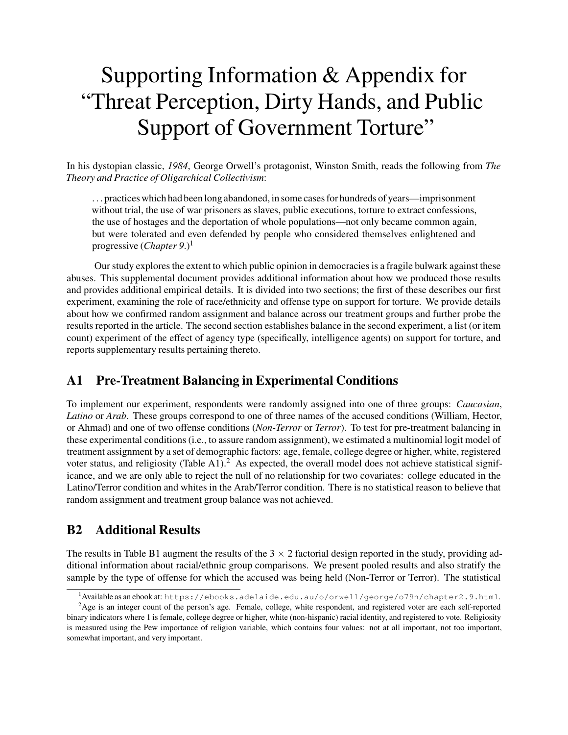# Supporting Information & Appendix for "Threat Perception, Dirty Hands, and Public Support of Government Torture"

In his dystopian classic, *1984*, George Orwell's protagonist, Winston Smith, reads the following from *The Theory and Practice of Oligarchical Collectivism*:

> ...practices which had been long abandoned, in some cases for hundreds of years—imprisonment without trial, the use of war prisoners as slaves, public executions, torture to extract confessions, the use of hostages and the deportation of whole populations—not only became common again, but were tolerated and even defended by people who considered themselves enlightened and progressive (*Chapter 9.*)[1]

Our study explores the extent to which public opinion in democracies is a fragile bulwark against these abuses. This supplemental document provides additional information about how we produced those results and provides additional empirical details. It is divided into two sections; the first of these describes our first experiment, examining the role of race/ethnicity and offense type on support for torture. We provide details about how we confirmed random assignment and balance across our treatment groups and further probe the results reported in the article. The second section establishes balance in the second experiment, a list (or item count) experiment of the effect of agency type (specifically, intelligence agents) on support for torture, and reports supplementary results pertaining thereto.

## A1 Pre-Treatment Balancing in Experimental Conditions

To implement our experiment, respondents were randomly assigned into one of three groups: *Caucasian*, *Latino* or *Arab*. These groups correspond to one of three names of the accused conditions (William, Hector, or Ahmad) and one of two offense conditions (*Non-Terror* or *Terror*). To test for pre-treatment balancing in these experimental conditions (i.e., to assure random assignment), we estimated a multinomial logit model of treatment assignment by a set of demographic factors: age, female, college degree or higher, white, registered voter status, and religiosity (Table A1).[2] As expected, the overall model does not achieve statistical significance, and we are only able to reject the null of no relationship for two covariates: college educated in the Latino/Terror condition and whites in the Arab/Terror condition. There is no statistical reason to believe that random assignment and treatment group balance was not achieved.

## B2 Additional Results

The results in Table B1 augment the results of the 3 × 2 factorial design reported in the study, providing additional information about racial/ethnic group comparisons. We present pooled results and also stratify the sample by the type of offense for which the accused was being held (Non-Terror or Terror). The statistical

---

[1] Available as an ebook at: `https://ebooks.adelaide.edu.au/o/orwell/george/o79n/chapter2.9.html`.

[2] Age is an integer count of the person's age. Female, college, white respondent, and registered voter are each self-reported binary indicators where 1 is female, college degree or higher, white (non-hispanic) racial identity, and registered to vote. Religiosity is measured using the Pew importance of religion variable, which contains four values: not at all important, not too important, somewhat important, and very important.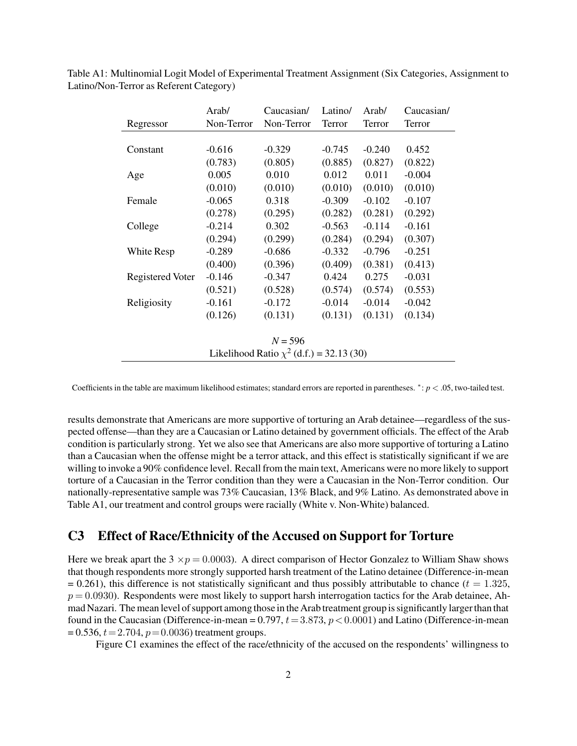Table A1: Multinomial Logit Model of Experimental Treatment Assignment (Six Categories, Assignment to Latino/Non-Terror as Referent Category)

| Regressor | Arab/ Non-Terror | Caucasian/ Non-Terror | Latino/ Terror | Arab/ Terror | Caucasian/ Terror |
|---|---|---|---|---|---|
| Constant | -0.616 | -0.329 | -0.745 | -0.240 | 0.452 |
| | (0.783) | (0.805) | (0.885) | (0.827) | (0.822) |
| Age | 0.005 | 0.010 | 0.012 | 0.011 | -0.004 |
| | (0.010) | (0.010) | (0.010) | (0.010) | (0.010) |
| Female | -0.065 | 0.318 | -0.309 | -0.102 | -0.107 |
| | (0.278) | (0.295) | (0.282) | (0.281) | (0.292) |
| College | -0.214 | 0.302 | -0.563 | -0.114 | -0.161 |
| | (0.294) | (0.299) | (0.284) | (0.294) | (0.307) |
| White Resp | -0.289 | -0.686 | -0.332 | -0.796 | -0.251 |
| | (0.400) | (0.396) | (0.409) | (0.381) | (0.413) |
| Registered Voter | -0.146 | -0.347 | 0.424 | 0.275 | -0.031 |
| | (0.521) | (0.528) | (0.574) | (0.574) | (0.553) |
| Religiosity | -0.161 | -0.172 | -0.014 | -0.014 | -0.042 |
| | (0.126) | (0.131) | (0.131) | (0.131) | (0.134) |
| $N = 596$ | | | | | |
| Likelihood Ratio $\chi^2$ (d.f.) = 32.13 (30) | | | | | |

Coefficients in the table are maximum likelihood estimates; standard errors are reported in parentheses. *: $p < .05$, two-tailed test.

results demonstrate that Americans are more supportive of torturing an Arab detainee—regardless of the suspected offense—than they are a Caucasian or Latino detained by government officials. The effect of the Arab condition is particularly strong. Yet we also see that Americans are also more supportive of torturing a Latino than a Caucasian when the offense might be a terror attack, and this effect is statistically significant if we are willing to invoke a 90% confidence level. Recall from the main text, Americans were no more likely to support torture of a Caucasian in the Terror condition than they were a Caucasian in the Non-Terror condition. Our nationally-representative sample was 73% Caucasian, 13% Black, and 9% Latino. As demonstrated above in Table A1, our treatment and control groups were racially (White v. Non-White) balanced.

## C3 Effect of Race/Ethnicity of the Accused on Support for Torture

Here we break apart the $3 \times p = 0.0003$). A direct comparison of Hector Gonzalez to William Shaw shows that though respondents more strongly supported harsh treatment of the Latino detainee (Difference-in-mean = 0.261), this difference is not statistically significant and thus possibly attributable to chance ($t = 1.325$, $p = 0.0930$). Respondents were most likely to support harsh interrogation tactics for the Arab detainee, Ahmad Nazari. The mean level of support among those in the Arab treatment group is significantly larger than that found in the Caucasian (Difference-in-mean = 0.797, $t = 3.873$, $p < 0.0001$) and Latino (Difference-in-mean = 0.536, $t = 2.704$, $p = 0.0036$) treatment groups.

Figure C1 examines the effect of the race/ethnicity of the accused on the respondents' willingness to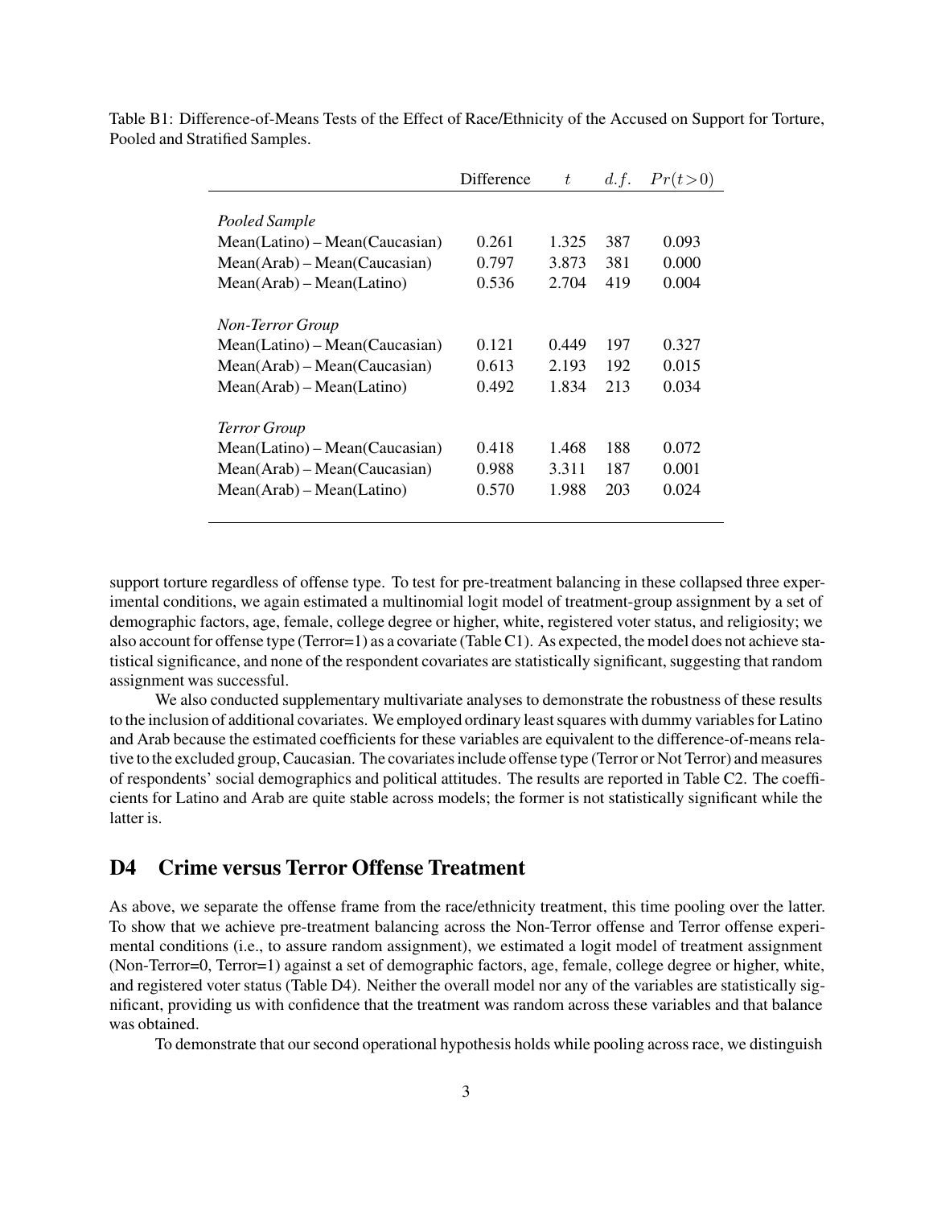Table B1: Difference-of-Means Tests of the Effect of Race/Ethnicity of the Accused on Support for Torture, Pooled and Stratified Samples.

| | Difference | $t$ | $d.f.$ | $Pr(t>0)$ |
|---|---|---|---|---|
| *Pooled Sample* | | | | |
| Mean(Latino) – Mean(Caucasian) | 0.261 | 1.325 | 387 | 0.093 |
| Mean(Arab) – Mean(Caucasian) | 0.797 | 3.873 | 381 | 0.000 |
| Mean(Arab) – Mean(Latino) | 0.536 | 2.704 | 419 | 0.004 |
| *Non-Terror Group* | | | | |
| Mean(Latino) – Mean(Caucasian) | 0.121 | 0.449 | 197 | 0.327 |
| Mean(Arab) – Mean(Caucasian) | 0.613 | 2.193 | 192 | 0.015 |
| Mean(Arab) – Mean(Latino) | 0.492 | 1.834 | 213 | 0.034 |
| *Terror Group* | | | | |
| Mean(Latino) – Mean(Caucasian) | 0.418 | 1.468 | 188 | 0.072 |
| Mean(Arab) – Mean(Caucasian) | 0.988 | 3.311 | 187 | 0.001 |
| Mean(Arab) – Mean(Latino) | 0.570 | 1.988 | 203 | 0.024 |

support torture regardless of offense type. To test for pre-treatment balancing in these collapsed three experimental conditions, we again estimated a multinomial logit model of treatment-group assignment by a set of demographic factors, age, female, college degree or higher, white, registered voter status, and religiosity; we also account for offense type (Terror=1) as a covariate (Table C1). As expected, the model does not achieve statistical significance, and none of the respondent covariates are statistically significant, suggesting that random assignment was successful.

We also conducted supplementary multivariate analyses to demonstrate the robustness of these results to the inclusion of additional covariates. We employed ordinary least squares with dummy variables for Latino and Arab because the estimated coefficients for these variables are equivalent to the difference-of-means relative to the excluded group, Caucasian. The covariates include offense type (Terror or Not Terror) and measures of respondents' social demographics and political attitudes. The results are reported in Table C2. The coefficients for Latino and Arab are quite stable across models; the former is not statistically significant while the latter is.

## D4 Crime versus Terror Offense Treatment

As above, we separate the offense frame from the race/ethnicity treatment, this time pooling over the latter. To show that we achieve pre-treatment balancing across the Non-Terror offense and Terror offense experimental conditions (i.e., to assure random assignment), we estimated a logit model of treatment assignment (Non-Terror=0, Terror=1) against a set of demographic factors, age, female, college degree or higher, white, and registered voter status (Table D4). Neither the overall model nor any of the variables are statistically significant, providing us with confidence that the treatment was random across these variables and that balance was obtained.

To demonstrate that our second operational hypothesis holds while pooling across race, we distinguish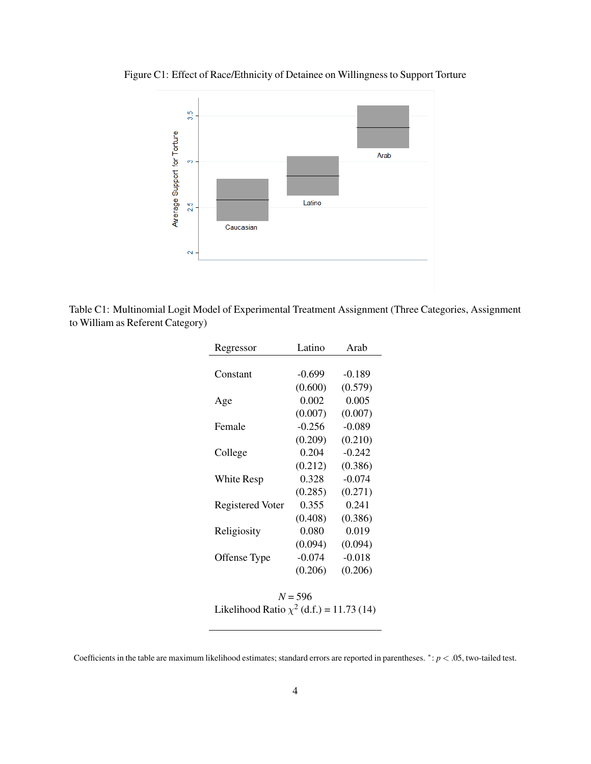Figure C1: Effect of Race/Ethnicity of Detainee on Willingness to Support Torture

Table C1: Multinomial Logit Model of Experimental Treatment Assignment (Three Categories, Assignment to William as Referent Category)

| Regressor | Latino | Arab |
|---|---|---|
| Constant | -0.699 | -0.189 |
| | (0.600) | (0.579) |
| Age | 0.002 | 0.005 |
| | (0.007) | (0.007) |
| Female | -0.256 | -0.089 |
| | (0.209) | (0.210) |
| College | 0.204 | -0.242 |
| | (0.212) | (0.386) |
| White Resp | 0.328 | -0.074 |
| | (0.285) | (0.271) |
| Registered Voter | 0.355 | 0.241 |
| | (0.408) | (0.386) |
| Religiosity | 0.080 | 0.019 |
| | (0.094) | (0.094) |
| Offense Type | -0.074 | -0.018 |
| | (0.206) | (0.206) |

$N = 596$

Likelihood Ratio $\chi^2$ (d.f.) = 11.73 (14)

Coefficients in the table are maximum likelihood estimates; standard errors are reported in parentheses. $^*$: $p < .05$, two-tailed test.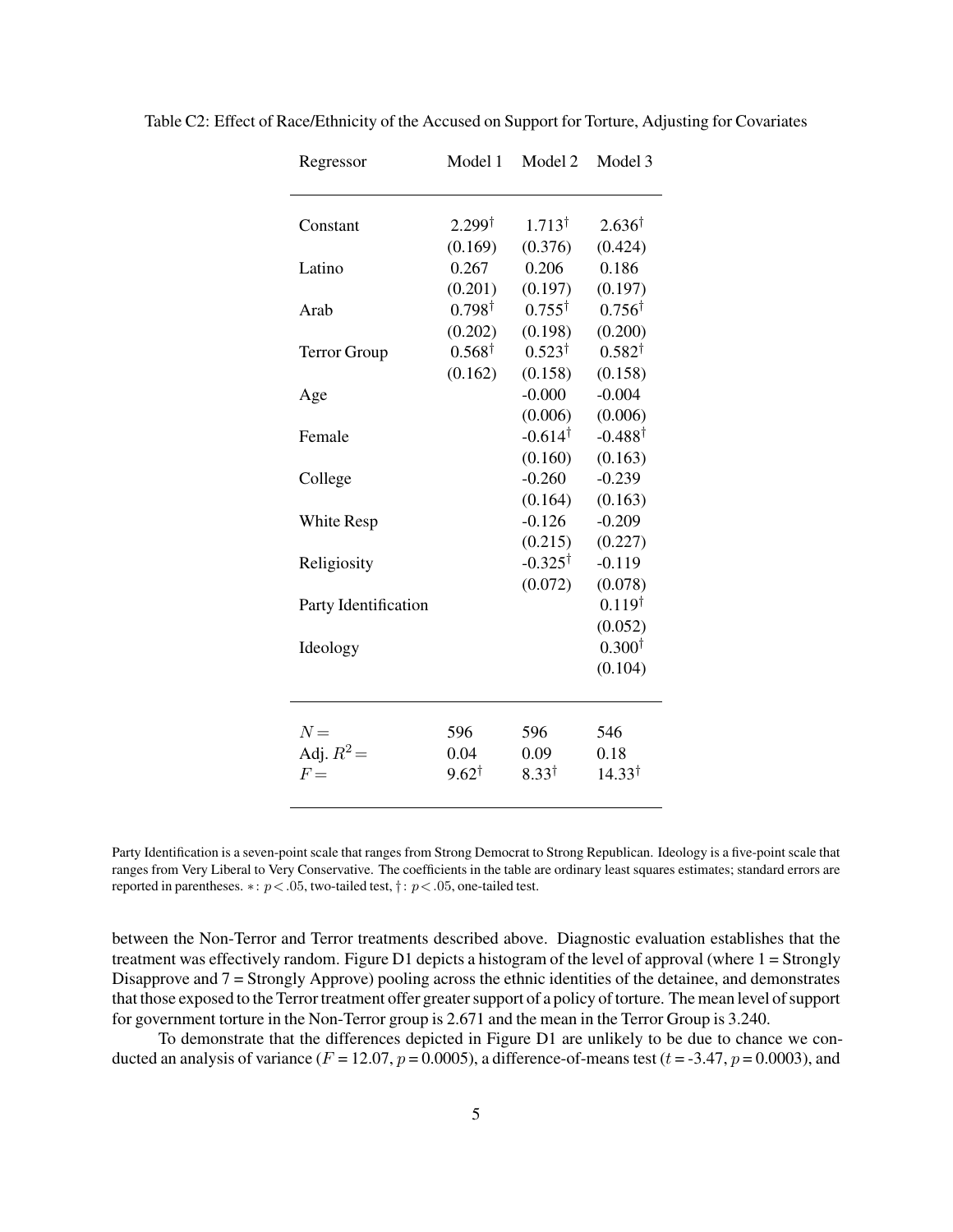Table C2: Effect of Race/Ethnicity of the Accused on Support for Torture, Adjusting for Covariates

| Regressor | Model 1 | Model 2 | Model 3 |
|---|---|---|---|
| Constant | $2.299^{\dagger}$ | $1.713^{\dagger}$ | $2.636^{\dagger}$ |
| | (0.169) | (0.376) | (0.424) |
| Latino | 0.267 | 0.206 | 0.186 |
| | (0.201) | (0.197) | (0.197) |
| Arab | $0.798^{\dagger}$ | $0.755^{\dagger}$ | $0.756^{\dagger}$ |
| | (0.202) | (0.198) | (0.200) |
| Terror Group | $0.568^{\dagger}$ | $0.523^{\dagger}$ | $0.582^{\dagger}$ |
| | (0.162) | (0.158) | (0.158) |
| Age | | -0.000 | -0.004 |
| | | (0.006) | (0.006) |
| Female | | $-0.614^{\dagger}$ | $-0.488^{\dagger}$ |
| | | (0.160) | (0.163) |
| College | | -0.260 | -0.239 |
| | | (0.164) | (0.163) |
| White Resp | | -0.126 | -0.209 |
| | | (0.215) | (0.227) |
| Religiosity | | $-0.325^{\dagger}$ | -0.119 |
| | | (0.072) | (0.078) |
| Party Identification | | | $0.119^{\dagger}$ |
| | | | (0.052) |
| Ideology | | | $0.300^{\dagger}$ |
| | | | (0.104) |
| $N =$ | 596 | 596 | 546 |
| Adj. $R^2 =$ | 0.04 | 0.09 | 0.18 |
| $F =$ | $9.62^{\dagger}$ | $8.33^{\dagger}$ | $14.33^{\dagger}$ |

Party Identification is a seven-point scale that ranges from Strong Democrat to Strong Republican. Ideology is a five-point scale that ranges from Very Liberal to Very Conservative. The coefficients in the table are ordinary least squares estimates; standard errors are reported in parentheses. $*$: $p < .05$, two-tailed test, $\dagger$: $p < .05$, one-tailed test.

between the Non-Terror and Terror treatments described above. Diagnostic evaluation establishes that the treatment was effectively random. Figure D1 depicts a histogram of the level of approval (where 1 = Strongly Disapprove and 7 = Strongly Approve) pooling across the ethnic identities of the detainee, and demonstrates that those exposed to the Terror treatment offer greater support of a policy of torture. The mean level of support for government torture in the Non-Terror group is 2.671 and the mean in the Terror Group is 3.240.

To demonstrate that the differences depicted in Figure D1 are unlikely to be due to chance we conducted an analysis of variance ($F$ = 12.07, $p$ = 0.0005), a difference-of-means test ($t$ = -3.47, $p$ = 0.0003), and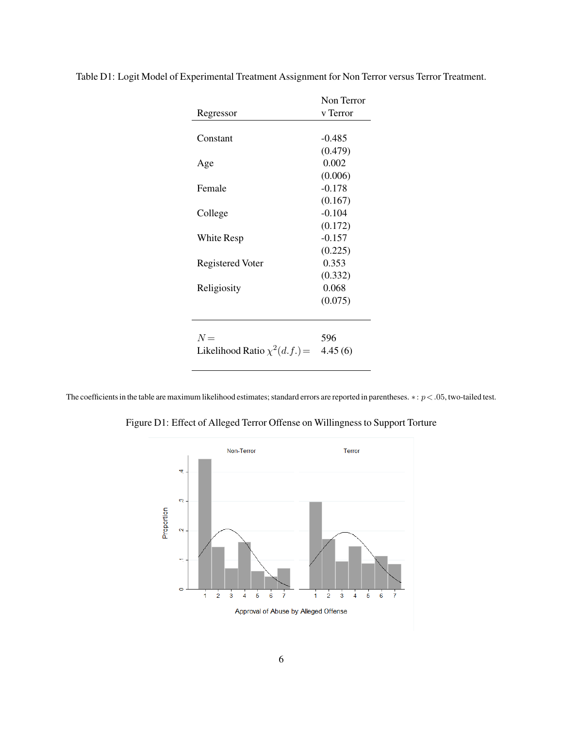Table D1: Logit Model of Experimental Treatment Assignment for Non Terror versus Terror Treatment.

| Regressor | Non Terror v Terror |
|---|---|
| Constant | -0.485 |
| | (0.479) |
| Age | 0.002 |
| | (0.006) |
| Female | -0.178 |
| | (0.167) |
| College | -0.104 |
| | (0.172) |
| White Resp | -0.157 |
| | (0.225) |
| Registered Voter | 0.353 |
| | (0.332) |
| Religiosity | 0.068 |
| | (0.075) |
| $N =$ | 596 |
| Likelihood Ratio $\chi^2(d.f.) =$ | 4.45 (6) |

The coefficients in the table are maximum likelihood estimates; standard errors are reported in parentheses. $*: p < .05$, two-tailed test.

Figure D1: Effect of Alleged Terror Offense on Willingness to Support Torture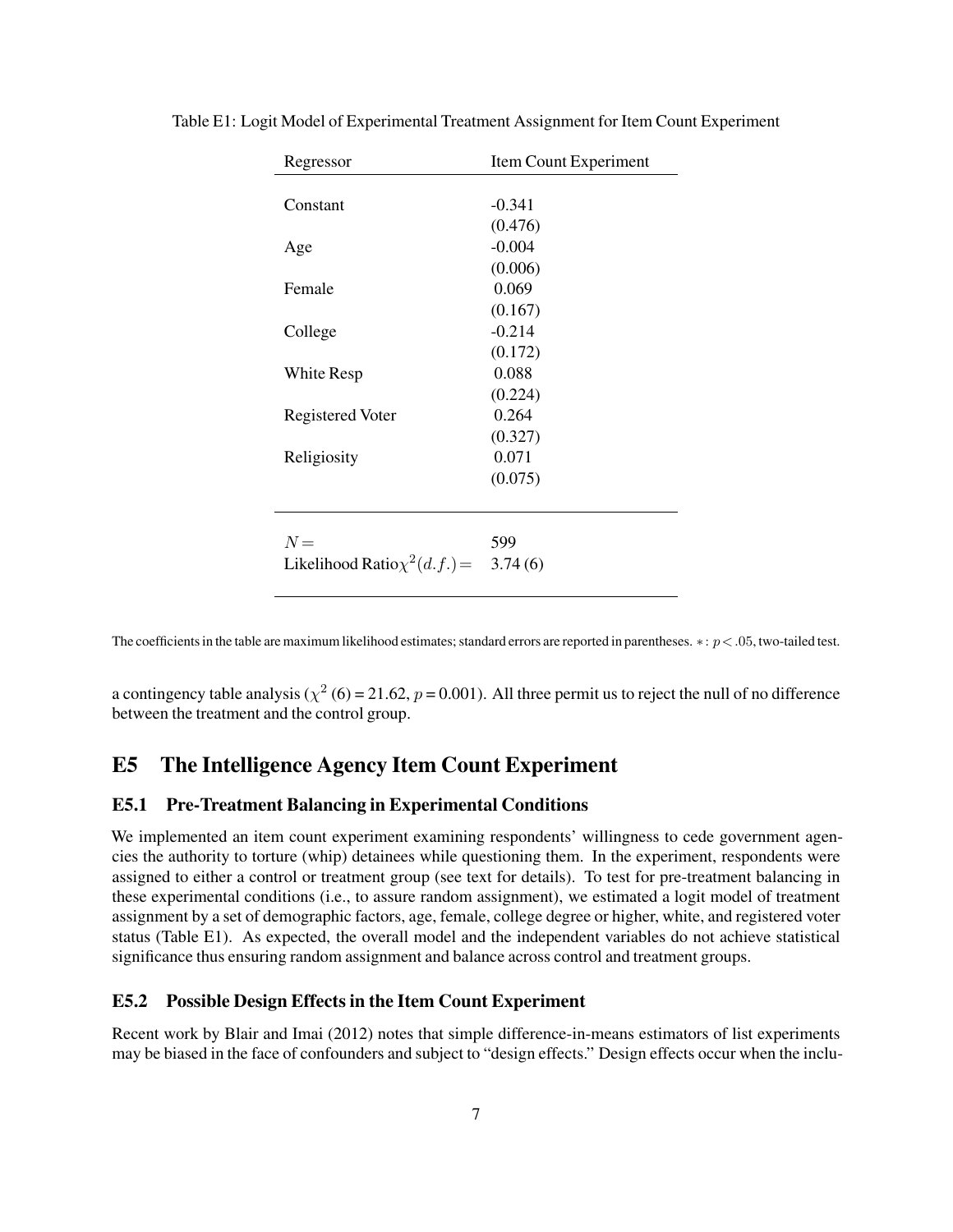Table E1: Logit Model of Experimental Treatment Assignment for Item Count Experiment

| Regressor | Item Count Experiment |
|---|---|
| Constant | -0.341 |
| | (0.476) |
| Age | -0.004 |
| | (0.006) |
| Female | 0.069 |
| | (0.167) |
| College | -0.214 |
| | (0.172) |
| White Resp | 0.088 |
| | (0.224) |
| Registered Voter | 0.264 |
| | (0.327) |
| Religiosity | 0.071 |
| | (0.075) |
| $N =$ | 599 |
| Likelihood Ratio $\chi^2(d.f.) =$ | 3.74 (6) |

The coefficients in the table are maximum likelihood estimates; standard errors are reported in parentheses. $*: p < .05$, two-tailed test.

a contingency table analysis ($\chi^2$ (6) = 21.62, $p = 0.001$). All three permit us to reject the null of no difference between the treatment and the control group.

## E5 The Intelligence Agency Item Count Experiment

### E5.1 Pre-Treatment Balancing in Experimental Conditions

We implemented an item count experiment examining respondents' willingness to cede government agencies the authority to torture (whip) detainees while questioning them. In the experiment, respondents were assigned to either a control or treatment group (see text for details). To test for pre-treatment balancing in these experimental conditions (i.e., to assure random assignment), we estimated a logit model of treatment assignment by a set of demographic factors, age, female, college degree or higher, white, and registered voter status (Table E1). As expected, the overall model and the independent variables do not achieve statistical significance thus ensuring random assignment and balance across control and treatment groups.

### E5.2 Possible Design Effects in the Item Count Experiment

Recent work by Blair and Imai (2012) notes that simple difference-in-means estimators of list experiments may be biased in the face of confounders and subject to "design effects." Design effects occur when the inclu-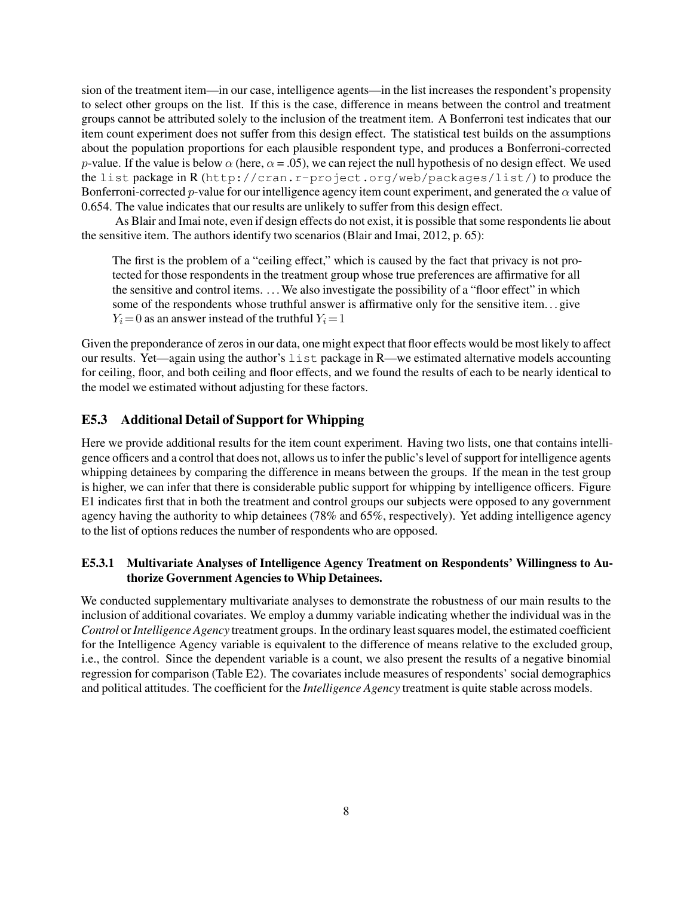sion of the treatment item—in our case, intelligence agents—in the list increases the respondent's propensity to select other groups on the list. If this is the case, difference in means between the control and treatment groups cannot be attributed solely to the inclusion of the treatment item. A Bonferroni test indicates that our item count experiment does not suffer from this design effect. The statistical test builds on the assumptions about the population proportions for each plausible respondent type, and produces a Bonferroni-corrected $p$-value. If the value is below $\alpha$ (here, $\alpha = .05$), we can reject the null hypothesis of no design effect. We used the `list` package in R (`http://cran.r-project.org/web/packages/list/`) to produce the Bonferroni-corrected $p$-value for our intelligence agency item count experiment, and generated the $\alpha$ value of 0.654. The value indicates that our results are unlikely to suffer from this design effect.

As Blair and Imai note, even if design effects do not exist, it is possible that some respondents lie about the sensitive item. The authors identify two scenarios (Blair and Imai, 2012, p. 65):

> The first is the problem of a "ceiling effect," which is caused by the fact that privacy is not protected for those respondents in the treatment group whose true preferences are affirmative for all the sensitive and control items. ... We also investigate the possibility of a "floor effect" in which some of the respondents whose truthful answer is affirmative only for the sensitive item... give $Y_i = 0$ as an answer instead of the truthful $Y_i = 1$

Given the preponderance of zeros in our data, one might expect that floor effects would be most likely to affect our results. Yet—again using the author's `list` package in R—we estimated alternative models accounting for ceiling, floor, and both ceiling and floor effects, and we found the results of each to be nearly identical to the model we estimated without adjusting for these factors.

### E5.3 Additional Detail of Support for Whipping

Here we provide additional results for the item count experiment. Having two lists, one that contains intelligence officers and a control that does not, allows us to infer the public's level of support for intelligence agents whipping detainees by comparing the difference in means between the groups. If the mean in the test group is higher, we can infer that there is considerable public support for whipping by intelligence officers. Figure E1 indicates first that in both the treatment and control groups our subjects were opposed to any government agency having the authority to whip detainees (78% and 65%, respectively). Yet adding intelligence agency to the list of options reduces the number of respondents who are opposed.

#### E5.3.1 Multivariate Analyses of Intelligence Agency Treatment on Respondents' Willingness to Authorize Government Agencies to Whip Detainees.

We conducted supplementary multivariate analyses to demonstrate the robustness of our main results to the inclusion of additional covariates. We employ a dummy variable indicating whether the individual was in the *Control* or *Intelligence Agency* treatment groups. In the ordinary least squares model, the estimated coefficient for the Intelligence Agency variable is equivalent to the difference of means relative to the excluded group, i.e., the control. Since the dependent variable is a count, we also present the results of a negative binomial regression for comparison (Table E2). The covariates include measures of respondents' social demographics and political attitudes. The coefficient for the *Intelligence Agency* treatment is quite stable across models.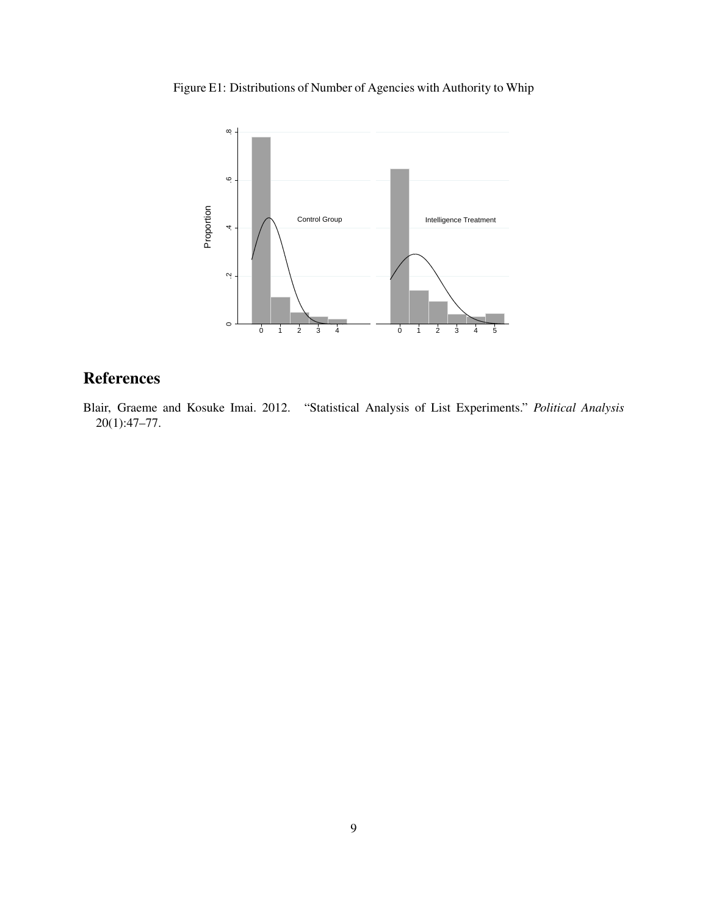Figure E1: Distributions of Number of Agencies with Authority to Whip

# References

Blair, Graeme and Kosuke Imai. 2012. "Statistical Analysis of List Experiments." *Political Analysis* 20(1):47–77.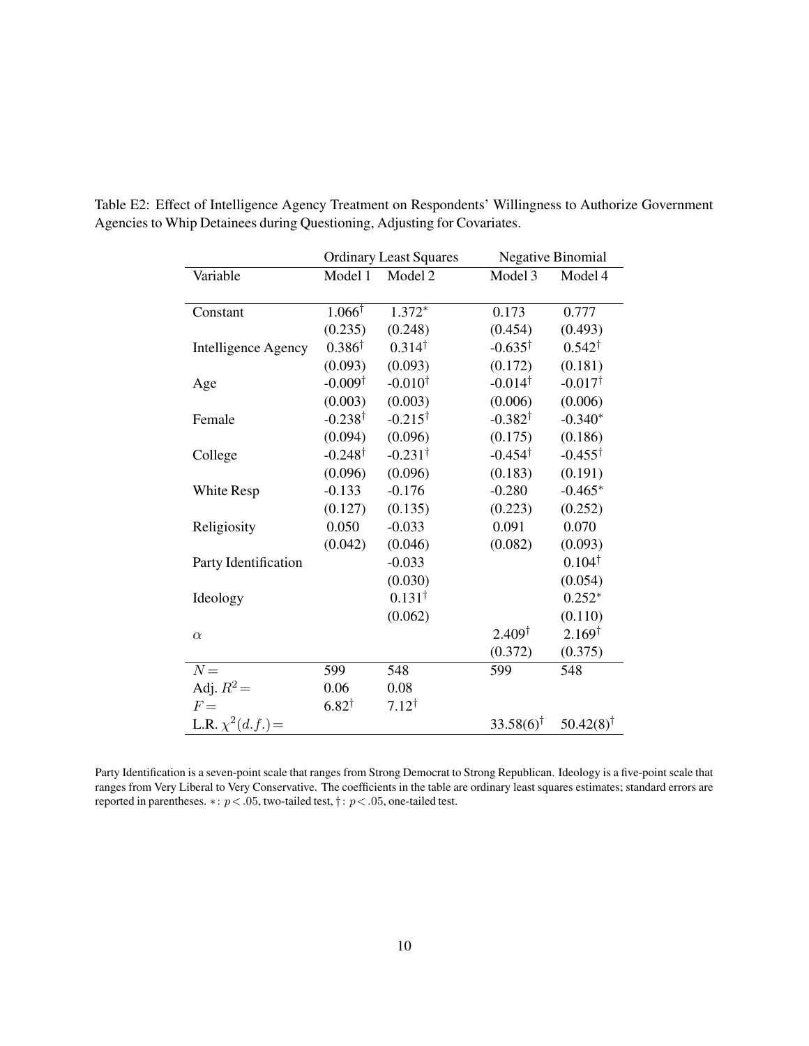Table E2: Effect of Intelligence Agency Treatment on Respondents' Willingness to Authorize Government Agencies to Whip Detainees during Questioning, Adjusting for Covariates.

| | Ordinary Least Squares | | Negative Binomial | |
|---|---|---|---|---|
| Variable | Model 1 | Model 2 | Model 3 | Model 4 |
| Constant | $1.066^{\dagger}$ | $1.372^{*}$ | 0.173 | 0.777 |
| | (0.235) | (0.248) | (0.454) | (0.493) |
| Intelligence Agency | $0.386^{\dagger}$ | $0.314^{\dagger}$ | $-0.635^{\dagger}$ | $0.542^{\dagger}$ |
| | (0.093) | (0.093) | (0.172) | (0.181) |
| Age | $-0.009^{\dagger}$ | $-0.010^{\dagger}$ | $-0.014^{\dagger}$ | $-0.017^{\dagger}$ |
| | (0.003) | (0.003) | (0.006) | (0.006) |
| Female | $-0.238^{\dagger}$ | $-0.215^{\dagger}$ | $-0.382^{\dagger}$ | $-0.340^{*}$ |
| | (0.094) | (0.096) | (0.175) | (0.186) |
| College | $-0.248^{\dagger}$ | $-0.231^{\dagger}$ | $-0.454^{\dagger}$ | $-0.455^{\dagger}$ |
| | (0.096) | (0.096) | (0.183) | (0.191) |
| White Resp | -0.133 | -0.176 | -0.280 | $-0.465^{*}$ |
| | (0.127) | (0.135) | (0.223) | (0.252) |
| Religiosity | 0.050 | -0.033 | 0.091 | 0.070 |
| | (0.042) | (0.046) | (0.082) | (0.093) |
| Party Identification | | -0.033 | | $0.104^{\dagger}$ |
| | | (0.030) | | (0.054) |
| Ideology | | $0.131^{\dagger}$ | | $0.252^{*}$ |
| | | (0.062) | | (0.110) |
| $\alpha$ | | | $2.409^{\dagger}$ | $2.169^{\dagger}$ |
| | | | (0.372) | (0.375) |
| $N =$ | 599 | 548 | 599 | 548 |
| Adj. $R^2 =$ | 0.06 | 0.08 | | |
| $F =$ | $6.82^{\dagger}$ | $7.12^{\dagger}$ | | |
| L.R. $\chi^2(d.f.) =$ | | | $33.58(6)^{\dagger}$ | $50.42(8)^{\dagger}$ |

Party Identification is a seven-point scale that ranges from Strong Democrat to Strong Republican. Ideology is a five-point scale that ranges from Very Liberal to Very Conservative. The coefficients in the table are ordinary least squares estimates; standard errors are reported in parentheses. $*$: $p < .05$, two-tailed test, $\dagger$: $p < .05$, one-tailed test.